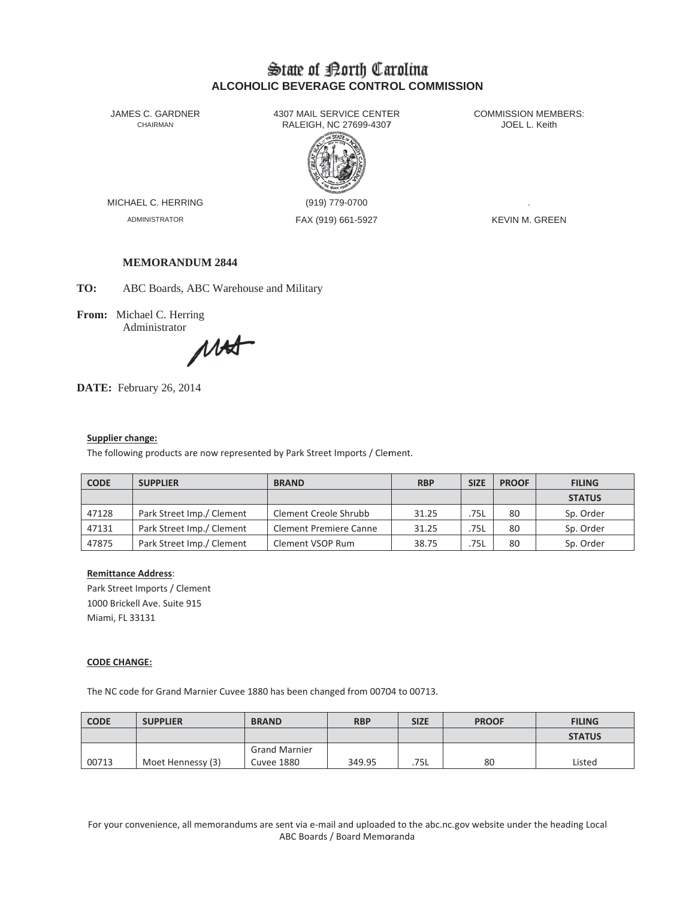# State of North Carolina

## ALCOHOLIC BEVERAGE CONTROL COMMISSION

JAMES C. GARDNER
CHAIRMAN

4307 MAIL SERVICE CENTER
RALEIGH, NC 27699-4307

COMMISSION MEMBERS:
JOEL L. Keith

MICHAEL C. HERRING
ADMINISTRATOR

(919) 779-0700
FAX (919) 661-5927

.
KEVIN M. GREEN

**MEMORANDUM 2844**

**TO:** ABC Boards, ABC Warehouse and Military

**From:** Michael C. Herring
Administrator

**DATE:** February 26, 2014

**Supplier change:**

The following products are now represented by Park Street Imports / Clement.

| CODE | SUPPLIER | BRAND | RBP | SIZE | PROOF | FILING |
|---|---|---|---|---|---|---|
| | | | | | | STATUS |
| 47128 | Park Street Imp./ Clement | Clement Creole Shrubb | 31.25 | .75L | 80 | Sp. Order |
| 47131 | Park Street Imp./ Clement | Clement Premiere Canne | 31.25 | .75L | 80 | Sp. Order |
| 47875 | Park Street Imp./ Clement | Clement VSOP Rum | 38.75 | .75L | 80 | Sp. Order |

**Remittance Address**:
Park Street Imports / Clement
1000 Brickell Ave. Suite 915
Miami, FL 33131

**CODE CHANGE:**

The NC code for Grand Marnier Cuvee 1880 has been changed from 00704 to 00713.

| CODE | SUPPLIER | BRAND | RBP | SIZE | PROOF | FILING |
|---|---|---|---|---|---|---|
| | | | | | | STATUS |
| 00713 | Moet Hennessy (3) | Grand Marnier Cuvee 1880 | 349.95 | .75L | 80 | Listed |

For your convenience, all memorandums are sent via e-mail and uploaded to the abc.nc.gov website under the heading Local ABC Boards / Board Memoranda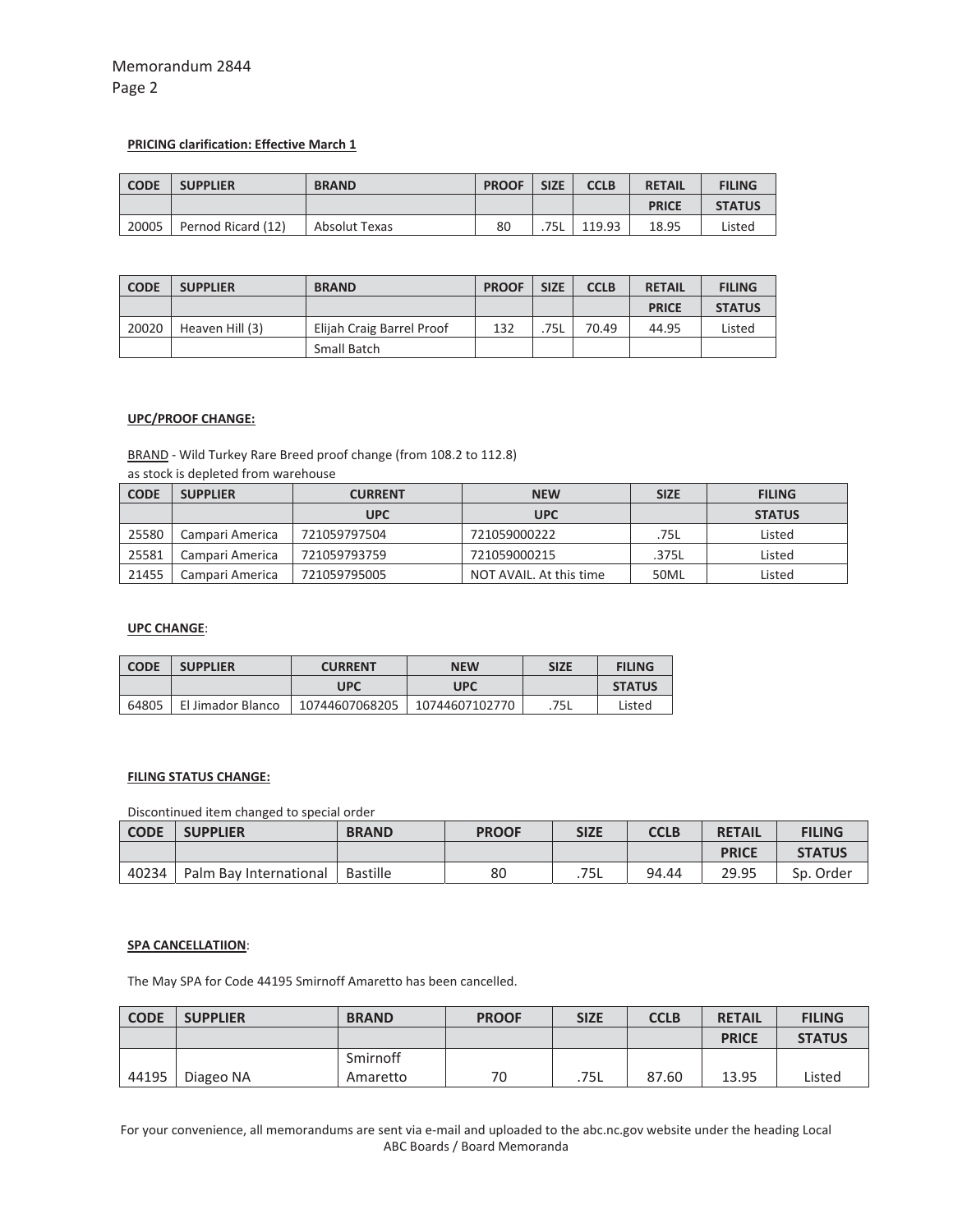Memorandum 2844
Page 2

**PRICING clarification: Effective March 1**

| CODE | SUPPLIER | BRAND | PROOF | SIZE | CCLB | RETAIL | FILING |
|---|---|---|---|---|---|---|---|
| | | | | | | PRICE | STATUS |
| 20005 | Pernod Ricard (12) | Absolut Texas | 80 | .75L | 119.93 | 18.95 | Listed |

| CODE | SUPPLIER | BRAND | PROOF | SIZE | CCLB | RETAIL | FILING |
|---|---|---|---|---|---|---|---|
| | | | | | | PRICE | STATUS |
| 20020 | Heaven Hill (3) | Elijah Craig Barrel Proof Small Batch | 132 | .75L | 70.49 | 44.95 | Listed |

**UPC/PROOF CHANGE:**

BRAND - Wild Turkey Rare Breed proof change (from 108.2 to 112.8)
as stock is depleted from warehouse

| CODE | SUPPLIER | CURRENT | NEW | SIZE | FILING |
|---|---|---|---|---|---|
| | | UPC | UPC | | STATUS |
| 25580 | Campari America | 721059797504 | 721059000222 | .75L | Listed |
| 25581 | Campari America | 721059793759 | 721059000215 | .375L | Listed |
| 21455 | Campari America | 721059795005 | NOT AVAIL. At this time | 50ML | Listed |

**UPC CHANGE**:

| CODE | SUPPLIER | CURRENT | NEW | SIZE | FILING |
|---|---|---|---|---|---|
| | | UPC | UPC | | STATUS |
| 64805 | El Jimador Blanco | 10744607068205 | 10744607102770 | .75L | Listed |

**FILING STATUS CHANGE:**

Discontinued item changed to special order

| CODE | SUPPLIER | BRAND | PROOF | SIZE | CCLB | RETAIL | FILING |
|---|---|---|---|---|---|---|---|
| | | | | | | PRICE | STATUS |
| 40234 | Palm Bay International | Bastille | 80 | .75L | 94.44 | 29.95 | Sp. Order |

**SPA CANCELLATIION**:

The May SPA for Code 44195 Smirnoff Amaretto has been cancelled.

| CODE | SUPPLIER | BRAND | PROOF | SIZE | CCLB | RETAIL | FILING |
|---|---|---|---|---|---|---|---|
| | | | | | | PRICE | STATUS |
| 44195 | Diageo NA | Smirnoff Amaretto | 70 | .75L | 87.60 | 13.95 | Listed |

For your convenience, all memorandums are sent via e-mail and uploaded to the abc.nc.gov website under the heading Local ABC Boards / Board Memoranda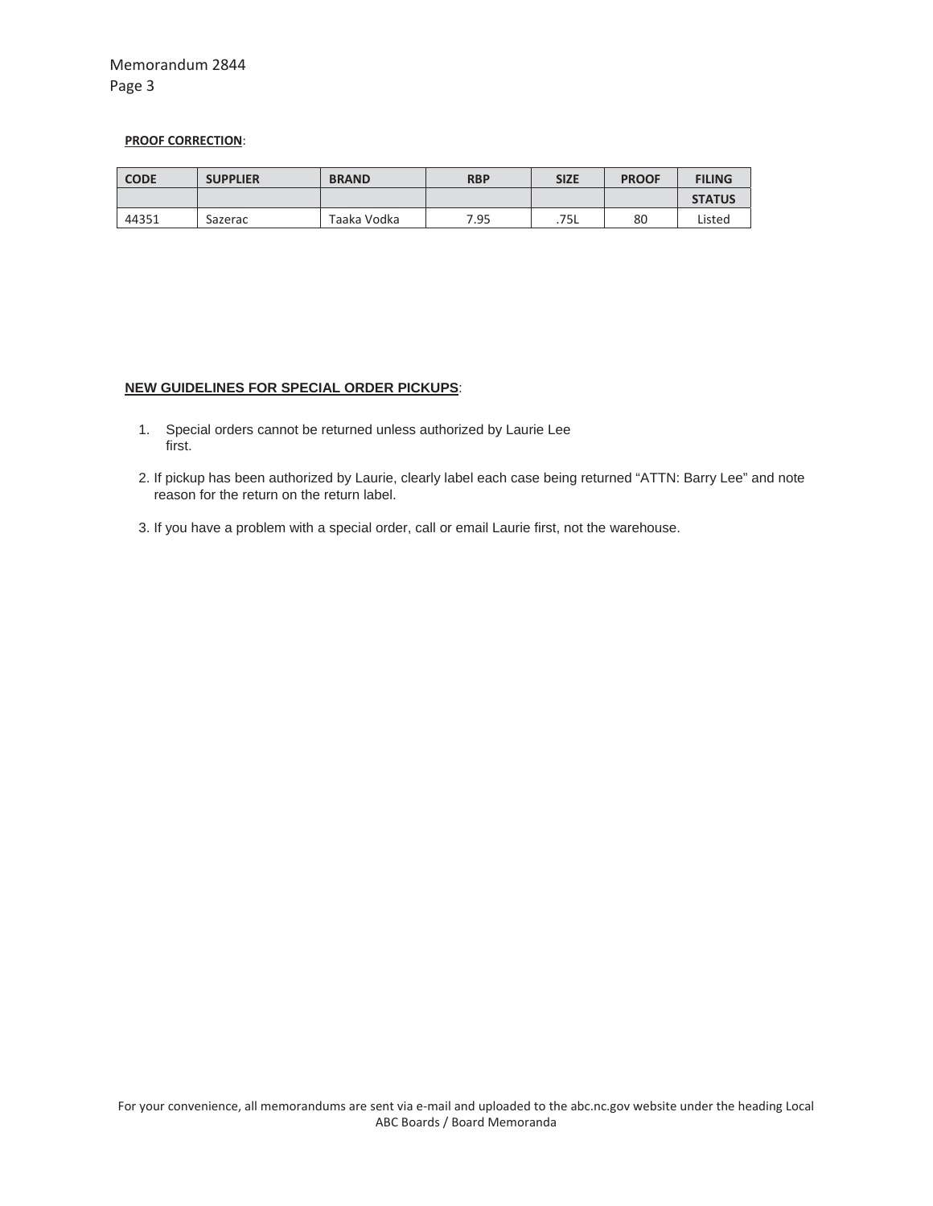**PROOF CORRECTION**:

| CODE | SUPPLIER | BRAND | RBP | SIZE | PROOF | FILING STATUS |
|---|---|---|---|---|---|---|
| 44351 | Sazerac | Taaka Vodka | 7.95 | .75L | 80 | Listed |

**NEW GUIDELINES FOR SPECIAL ORDER PICKUPS**:

1. Special orders cannot be returned unless authorized by Laurie Lee first.
2. If pickup has been authorized by Laurie, clearly label each case being returned "ATTN: Barry Lee" and note reason for the return on the return label.
3. If you have a problem with a special order, call or email Laurie first, not the warehouse.

For your convenience, all memorandums are sent via e-mail and uploaded to the abc.nc.gov website under the heading Local ABC Boards / Board Memoranda